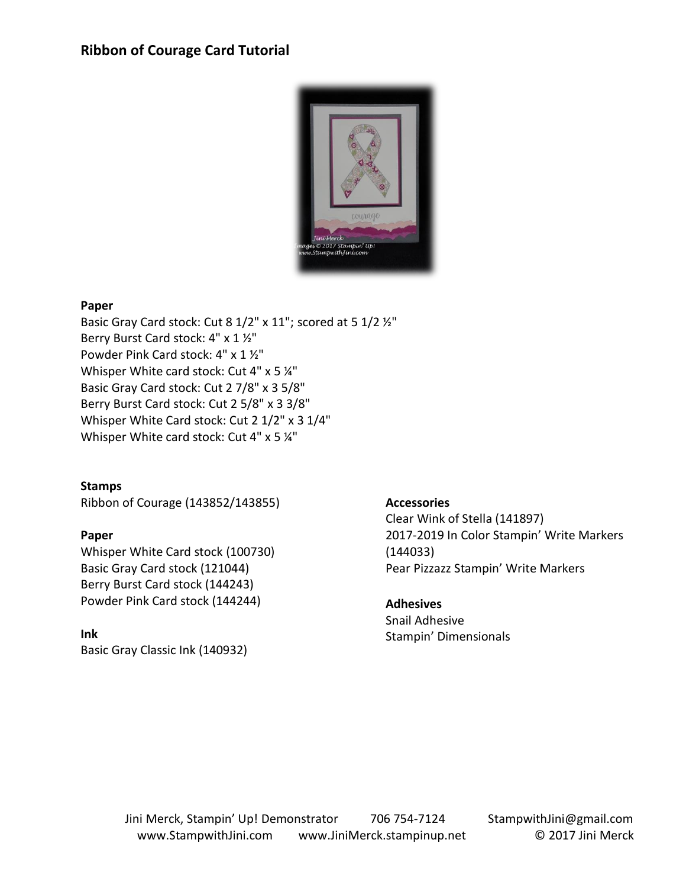## Ribbon of Courage Card Tutorial

**Paper**

Basic Gray Card stock: Cut 8 1/2" x 11"; scored at 5 1/2 ½"
Berry Burst Card stock: 4" x 1 ½"
Powder Pink Card stock: 4" x 1 ½"
Whisper White card stock: Cut 4" x 5 ¼"
Basic Gray Card stock: Cut 2 7/8" x 3 5/8"
Berry Burst Card stock: Cut 2 5/8" x 3 3/8"
Whisper White Card stock: Cut 2 1/2" x 3 1/4"
Whisper White card stock: Cut 4" x 5 ¼"

**Stamps**

Ribbon of Courage (143852/143855)

**Paper**

Whisper White Card stock (100730)
Basic Gray Card stock (121044)
Berry Burst Card stock (144243)
Powder Pink Card stock (144244)

**Ink**

Basic Gray Classic Ink (140932)

**Accessories**

Clear Wink of Stella (141897)
2017-2019 In Color Stampin' Write Markers (144033)
Pear Pizzazz Stampin' Write Markers

**Adhesives**

Snail Adhesive
Stampin' Dimensionals

Jini Merck, Stampin' Up! Demonstrator 706 754-7124 StampwithJini@gmail.com
www.StampwithJini.com www.JiniMerck.stampinup.net © 2017 Jini Merck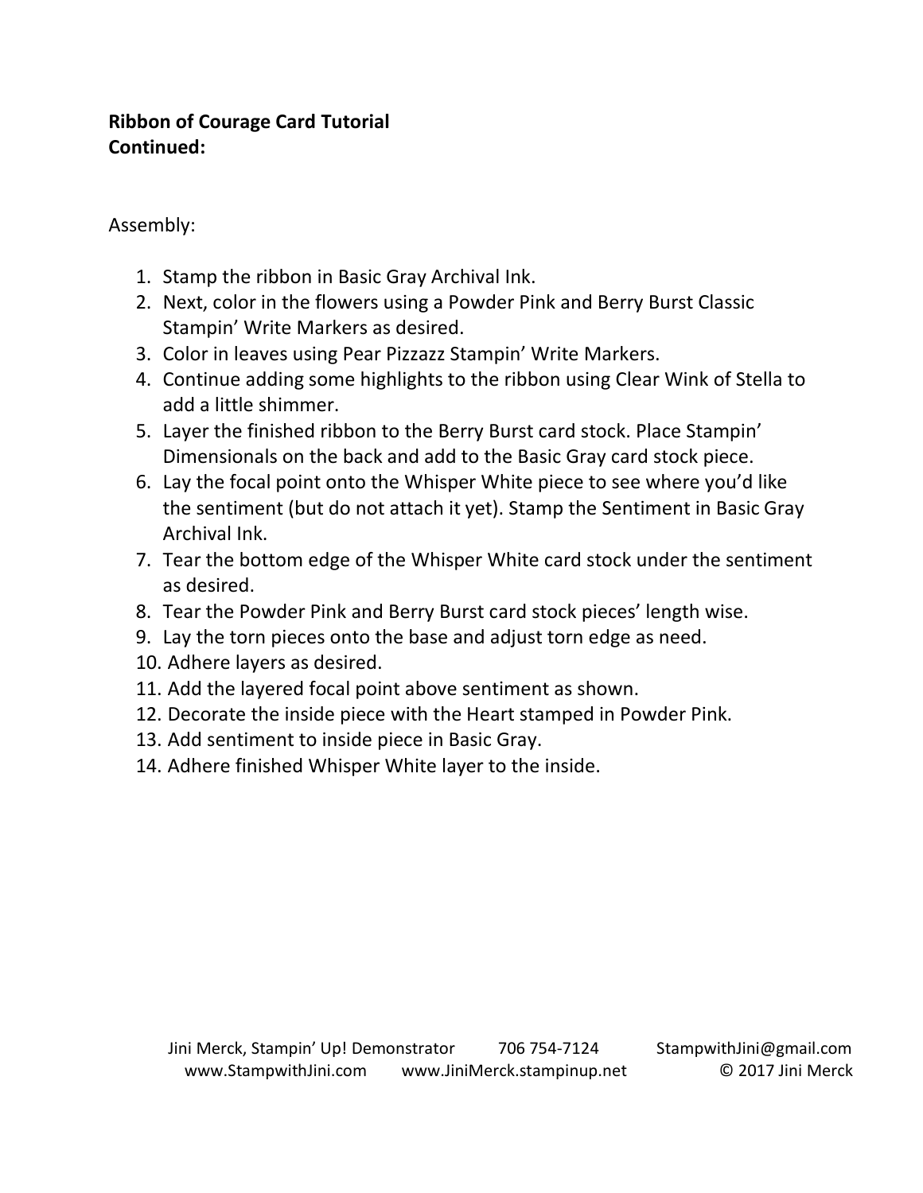**Ribbon of Courage Card Tutorial**
**Continued:**

Assembly:

1. Stamp the ribbon in Basic Gray Archival Ink.
2. Next, color in the flowers using a Powder Pink and Berry Burst Classic Stampin' Write Markers as desired.
3. Color in leaves using Pear Pizzazz Stampin' Write Markers.
4. Continue adding some highlights to the ribbon using Clear Wink of Stella to add a little shimmer.
5. Layer the finished ribbon to the Berry Burst card stock. Place Stampin' Dimensionals on the back and add to the Basic Gray card stock piece.
6. Lay the focal point onto the Whisper White piece to see where you'd like the sentiment (but do not attach it yet). Stamp the Sentiment in Basic Gray Archival Ink.
7. Tear the bottom edge of the Whisper White card stock under the sentiment as desired.
8. Tear the Powder Pink and Berry Burst card stock pieces' length wise.
9. Lay the torn pieces onto the base and adjust torn edge as need.
10. Adhere layers as desired.
11. Add the layered focal point above sentiment as shown.
12. Decorate the inside piece with the Heart stamped in Powder Pink.
13. Add sentiment to inside piece in Basic Gray.
14. Adhere finished Whisper White layer to the inside.

Jini Merck, Stampin' Up! Demonstrator 706 754-7124 StampwithJini@gmail.com
www.StampwithJini.com www.JiniMerck.stampinup.net © 2017 Jini Merck